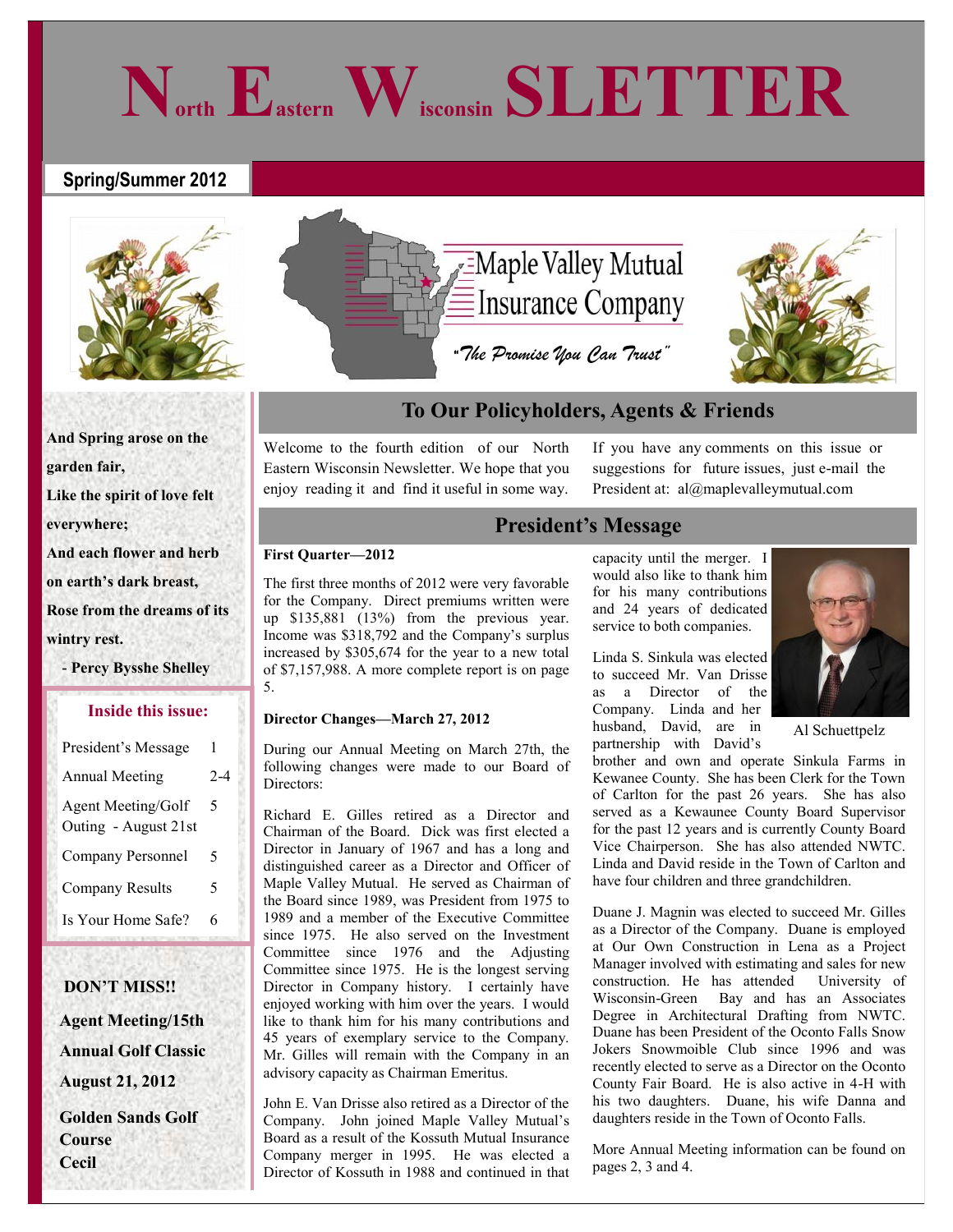# North Eastern Wisconsin SLETTER

**Spring/Summer 2012**

Maple Valley Mutual Insurance Company

*"The Promise You Can Trust"*

**And Spring arose on the garden fair,**
**Like the spirit of love felt everywhere;**
**And each flower and herb on earth's dark breast,**
**Rose from the dreams of its wintry rest.**

**- Percy Bysshe Shelley**

### Inside this issue:

| | |
|---|---|
| President's Message | 1 |
| Annual Meeting | 2-4 |
| Agent Meeting/Golf Outing - August 21st | 5 |
| Company Personnel | 5 |
| Company Results | 5 |
| Is Your Home Safe? | 6 |

**DON'T MISS!!**

**Agent Meeting/15th Annual Golf Classic**

**August 21, 2012**

**Golden Sands Golf Course**
**Cecil**

## To Our Policyholders, Agents & Friends

Welcome to the fourth edition of our North Eastern Wisconsin Newsletter. We hope that you enjoy reading it and find it useful in some way.

If you have any comments on this issue or suggestions for future issues, just e-mail the President at: al@maplevalleymutual.com

## President's Message

**First Quarter—2012**

The first three months of 2012 were very favorable for the Company. Direct premiums written were up $135,881 (13%) from the previous year. Income was $318,792 and the Company's surplus increased by $305,674 for the year to a new total of $7,157,988. A more complete report is on page 5.

**Director Changes—March 27, 2012**

During our Annual Meeting on March 27th, the following changes were made to our Board of Directors:

Richard E. Gilles retired as a Director and Chairman of the Board. Dick was first elected a Director in January of 1967 and has a long and distinguished career as a Director and Officer of Maple Valley Mutual. He served as Chairman of the Board since 1989, was President from 1975 to 1989 and a member of the Executive Committee since 1975. He also served on the Investment Committee since 1976 and the Adjusting Committee since 1975. He is the longest serving Director in Company history. I certainly have enjoyed working with him over the years. I would like to thank him for his many contributions and 45 years of exemplary service to the Company. Mr. Gilles will remain with the Company in an advisory capacity as Chairman Emeritus.

John E. Van Drisse also retired as a Director of the Company. John joined Maple Valley Mutual's Board as a result of the Kossuth Mutual Insurance Company merger in 1995. He was elected a Director of Kossuth in 1988 and continued in that capacity until the merger. I would also like to thank him for his many contributions and 24 years of dedicated service to both companies.

Al Schuettpelz

Linda S. Sinkula was elected to succeed Mr. Van Drisse as a Director of the Company. Linda and her husband, David, are in partnership with David's brother and own and operate Sinkula Farms in Kewanee County. She has been Clerk for the Town of Carlton for the past 26 years. She has also served as a Kewaunee County Board Supervisor for the past 12 years and is currently County Board Vice Chairperson. She has also attended NWTC. Linda and David reside in the Town of Carlton and have four children and three grandchildren.

Duane J. Magnin was elected to succeed Mr. Gilles as a Director of the Company. Duane is employed at Our Own Construction in Lena as a Project Manager involved with estimating and sales for new construction. He has attended University of Wisconsin-Green Bay and has an Associates Degree in Architectural Drafting from NWTC. Duane has been President of the Oconto Falls Snow Jokers Snowmoible Club since 1996 and was recently elected to serve as a Director on the Oconto County Fair Board. He is also active in 4-H with his two daughters. Duane, his wife Danna and daughters reside in the Town of Oconto Falls.

More Annual Meeting information can be found on pages 2, 3 and 4.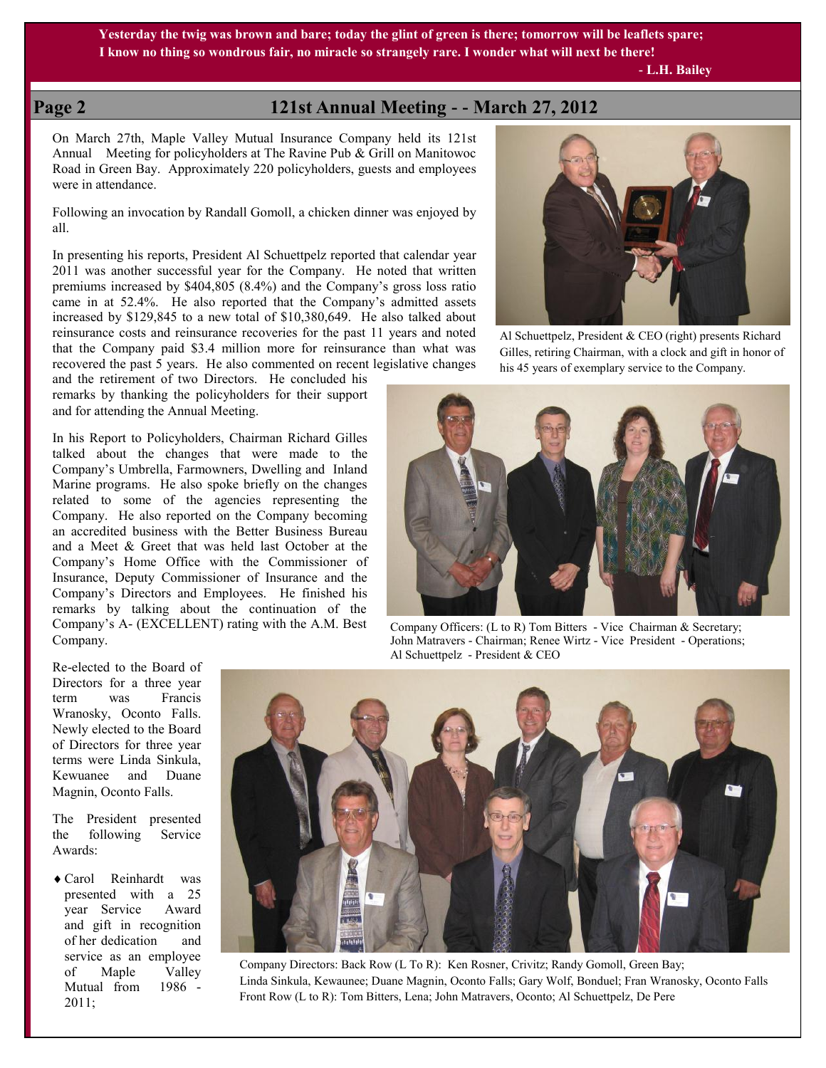**Yesterday the twig was brown and bare; today the glint of green is there; tomorrow will be leaflets spare; I know no thing so wondrous fair, no miracle so strangely rare. I wonder what will next be there!**

**- L.H. Bailey**

## 121st Annual Meeting - - March 27, 2012

On March 27th, Maple Valley Mutual Insurance Company held its 121st Annual Meeting for policyholders at The Ravine Pub & Grill on Manitowoc Road in Green Bay. Approximately 220 policyholders, guests and employees were in attendance.

Following an invocation by Randall Gomoll, a chicken dinner was enjoyed by all.

In presenting his reports, President Al Schuettpelz reported that calendar year 2011 was another successful year for the Company. He noted that written premiums increased by $404,805 (8.4%) and the Company's gross loss ratio came in at 52.4%. He also reported that the Company's admitted assets increased by $129,845 to a new total of $10,380,649. He also talked about reinsurance costs and reinsurance recoveries for the past 11 years and noted that the Company paid $3.4 million more for reinsurance than what was recovered the past 5 years. He also commented on recent legislative changes and the retirement of two Directors. He concluded his remarks by thanking the policyholders for their support and for attending the Annual Meeting.

In his Report to Policyholders, Chairman Richard Gilles talked about the changes that were made to the Company's Umbrella, Farmowners, Dwelling and Inland Marine programs. He also spoke briefly on the changes related to some of the agencies representing the Company. He also reported on the Company becoming an accredited business with the Better Business Bureau and a Meet & Greet that was held last October at the Company's Home Office with the Commissioner of Insurance, Deputy Commissioner of Insurance and the Company's Directors and Employees. He finished his remarks by talking about the continuation of the Company's A- (EXCELLENT) rating with the A.M. Best Company.

Re-elected to the Board of Directors for a three year term was Francis Wranosky, Oconto Falls. Newly elected to the Board of Directors for three year terms were Linda Sinkula, Kewuanee and Duane Magnin, Oconto Falls.

The President presented the following Service Awards:

- Carol Reinhardt was presented with a 25 year Service Award and gift in recognition of her dedication and service as an employee of Maple Valley Mutual from 1986 - 2011;

Al Schuettpelz, President & CEO (right) presents Richard Gilles, retiring Chairman, with a clock and gift in honor of his 45 years of exemplary service to the Company.

Company Officers: (L to R) Tom Bitters - Vice Chairman & Secretary; John Matravers - Chairman; Renee Wirtz - Vice President - Operations; Al Schuettpelz - President & CEO

Company Directors: Back Row (L To R): Ken Rosner, Crivitz; Randy Gomoll, Green Bay; Linda Sinkula, Kewaunee; Duane Magnin, Oconto Falls; Gary Wolf, Bonduel; Fran Wranosky, Oconto Falls
Front Row (L to R): Tom Bitters, Lena; John Matravers, Oconto; Al Schuettpelz, De Pere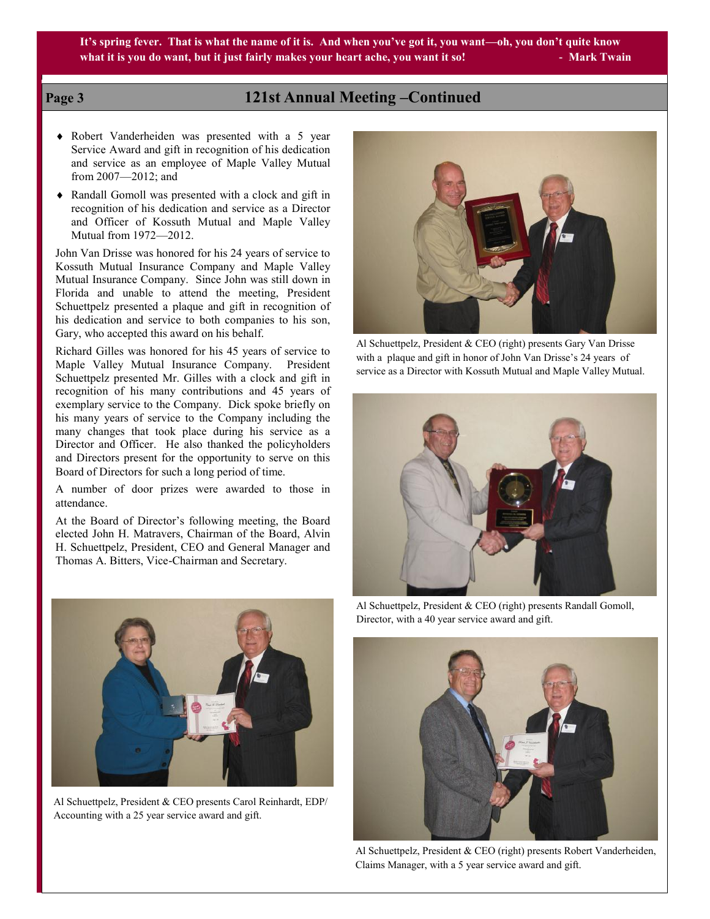It's spring fever. That is what the name of it is. And when you've got it, you want—oh, you don't quite know what it is you do want, but it just fairly makes your heart ache, you want it so! - Mark Twain

## 121st Annual Meeting –Continued

- Robert Vanderheiden was presented with a 5 year Service Award and gift in recognition of his dedication and service as an employee of Maple Valley Mutual from 2007—2012; and
- Randall Gomoll was presented with a clock and gift in recognition of his dedication and service as a Director and Officer of Kossuth Mutual and Maple Valley Mutual from 1972—2012.

John Van Drisse was honored for his 24 years of service to Kossuth Mutual Insurance Company and Maple Valley Mutual Insurance Company. Since John was still down in Florida and unable to attend the meeting, President Schuettpelz presented a plaque and gift in recognition of his dedication and service to both companies to his son, Gary, who accepted this award on his behalf.

Richard Gilles was honored for his 45 years of service to Maple Valley Mutual Insurance Company. President Schuettpelz presented Mr. Gilles with a clock and gift in recognition of his many contributions and 45 years of exemplary service to the Company. Dick spoke briefly on his many years of service to the Company including the many changes that took place during his service as a Director and Officer. He also thanked the policyholders and Directors present for the opportunity to serve on this Board of Directors for such a long period of time.

A number of door prizes were awarded to those in attendance.

At the Board of Director's following meeting, the Board elected John H. Matravers, Chairman of the Board, Alvin H. Schuettpelz, President, CEO and General Manager and Thomas A. Bitters, Vice-Chairman and Secretary.

Al Schuettpelz, President & CEO presents Carol Reinhardt, EDP/ Accounting with a 25 year service award and gift.

Al Schuettpelz, President & CEO (right) presents Gary Van Drisse with a plaque and gift in honor of John Van Drisse's 24 years of service as a Director with Kossuth Mutual and Maple Valley Mutual.

Al Schuettpelz, President & CEO (right) presents Randall Gomoll, Director, with a 40 year service award and gift.

Al Schuettpelz, President & CEO (right) presents Robert Vanderheiden, Claims Manager, with a 5 year service award and gift.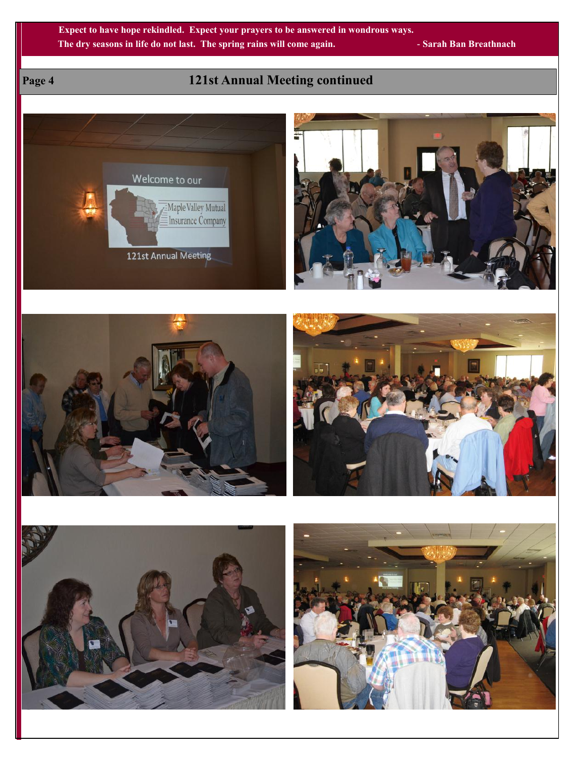Expect to have hope rekindled. Expect your prayers to be answered in wondrous ways. The dry seasons in life do not last. The spring rains will come again. - Sarah Ban Breathnach

## 121st Annual Meeting continued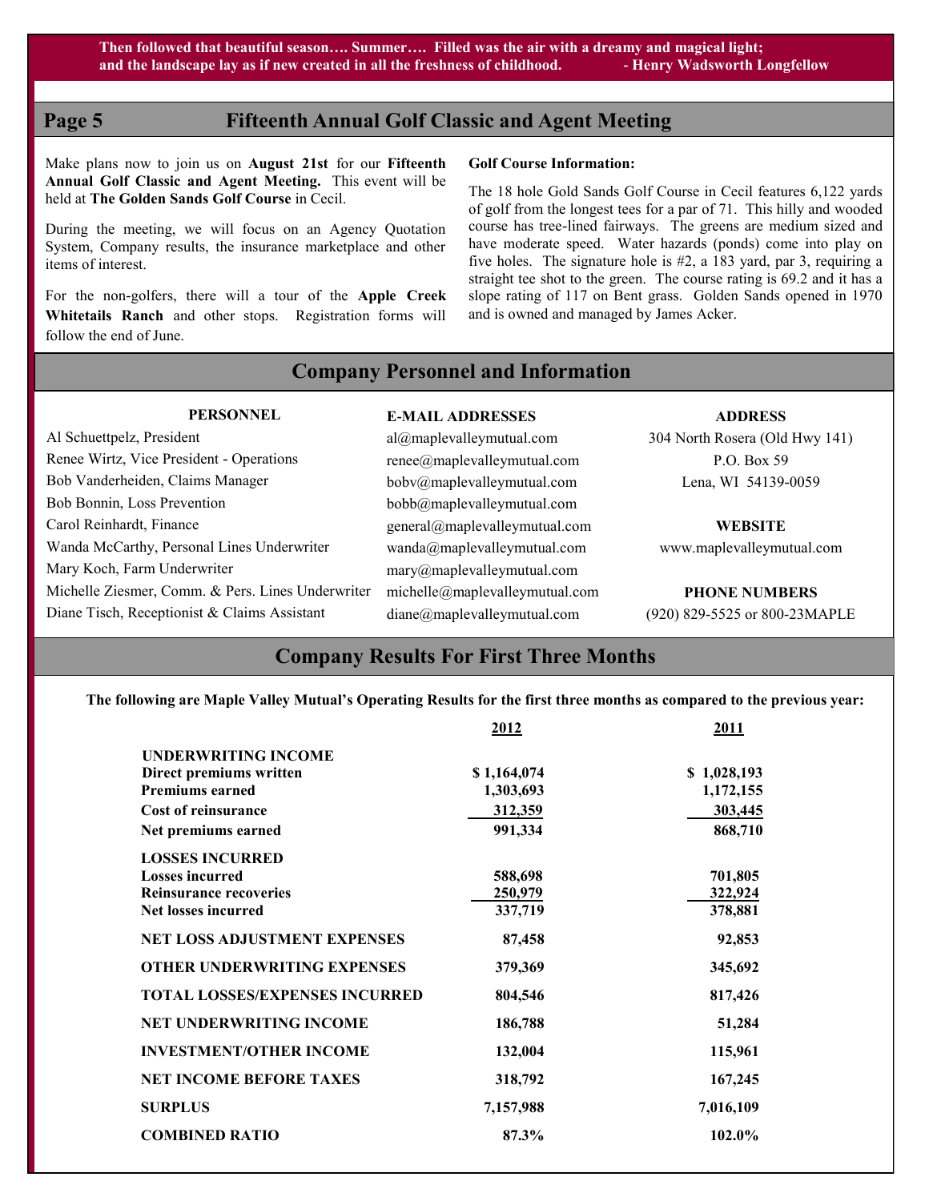**Then followed that beautiful season…. Summer…. Filled was the air with a dreamy and magical light; and the landscape lay as if new created in all the freshness of childhood. - Henry Wadsworth Longfellow**

## Fifteenth Annual Golf Classic and Agent Meeting

Make plans now to join us on **August 21st** for our **Fifteenth Annual Golf Classic and Agent Meeting.** This event will be held at **The Golden Sands Golf Course** in Cecil.

During the meeting, we will focus on an Agency Quotation System, Company results, the insurance marketplace and other items of interest.

For the non-golfers, there will a tour of the **Apple Creek Whitetails Ranch** and other stops. Registration forms will follow the end of June.

**Golf Course Information:**

The 18 hole Gold Sands Golf Course in Cecil features 6,122 yards of golf from the longest tees for a par of 71. This hilly and wooded course has tree-lined fairways. The greens are medium sized and have moderate speed. Water hazards (ponds) come into play on five holes. The signature hole is #2, a 183 yard, par 3, requiring a straight tee shot to the green. The course rating is 69.2 and it has a slope rating of 117 on Bent grass. Golden Sands opened in 1970 and is owned and managed by James Acker.

## Company Personnel and Information

| PERSONNEL | E-MAIL ADDRESSES |
|---|---|
| Al Schuettpelz, President | al@maplevalleymutual.com |
| Renee Wirtz, Vice President - Operations | renee@maplevalleymutual.com |
| Bob Vanderheiden, Claims Manager | bobv@maplevalleymutual.com |
| Bob Bonnin, Loss Prevention | bobb@maplevalleymutual.com |
| Carol Reinhardt, Finance | general@maplevalleymutual.com |
| Wanda McCarthy, Personal Lines Underwriter | wanda@maplevalleymutual.com |
| Mary Koch, Farm Underwriter | mary@maplevalleymutual.com |
| Michelle Ziesmer, Comm. & Pers. Lines Underwriter | michelle@maplevalleymutual.com |
| Diane Tisch, Receptionist & Claims Assistant | diane@maplevalleymutual.com |

**ADDRESS**

304 North Rosera (Old Hwy 141)
P.O. Box 59
Lena, WI 54139-0059

**WEBSITE**

www.maplevalleymutual.com

**PHONE NUMBERS**

(920) 829-5525 or 800-23MAPLE

## Company Results For First Three Months

**The following are Maple Valley Mutual's Operating Results for the first three months as compared to the previous year:**

| | 2012 | 2011 |
|---|---|---|
| **UNDERWRITING INCOME** | | |
| **Direct premiums written** | $ 1,164,074 | $ 1,028,193 |
| **Premiums earned** | 1,303,693 | 1,172,155 |
| **Cost of reinsurance** | 312,359 | 303,445 |
| **Net premiums earned** | 991,334 | 868,710 |
| **LOSSES INCURRED** | | |
| **Losses incurred** | 588,698 | 701,805 |
| **Reinsurance recoveries** | 250,979 | 322,924 |
| **Net losses incurred** | 337,719 | 378,881 |
| **NET LOSS ADJUSTMENT EXPENSES** | 87,458 | 92,853 |
| **OTHER UNDERWRITING EXPENSES** | 379,369 | 345,692 |
| **TOTAL LOSSES/EXPENSES INCURRED** | 804,546 | 817,426 |
| **NET UNDERWRITING INCOME** | 186,788 | 51,284 |
| **INVESTMENT/OTHER INCOME** | 132,004 | 115,961 |
| **NET INCOME BEFORE TAXES** | 318,792 | 167,245 |
| **SURPLUS** | 7,157,988 | 7,016,109 |
| **COMBINED RATIO** | 87.3% | 102.0% |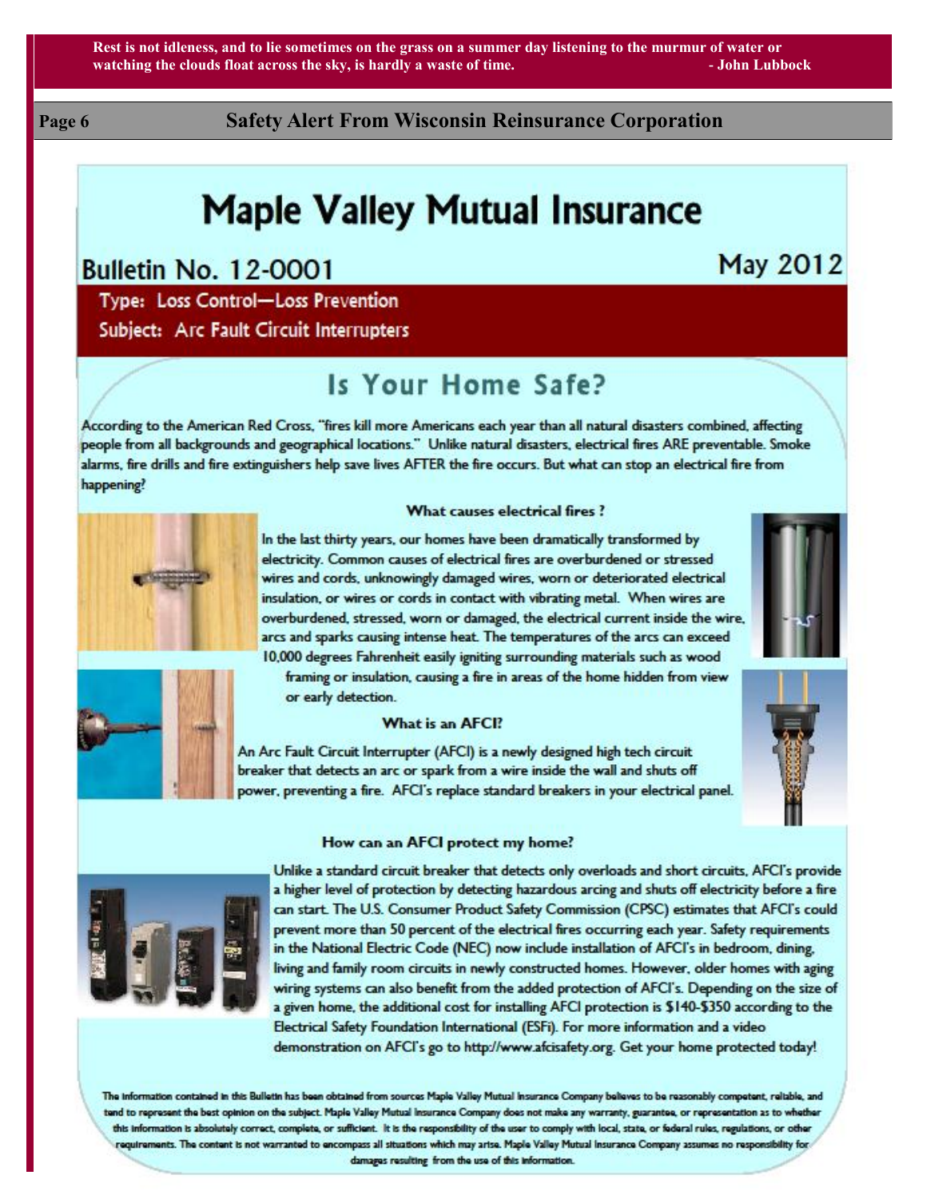Rest is not idleness, and to lie sometimes on the grass on a summer day listening to the murmur of water or watching the clouds float across the sky, is hardly a waste of time. - John Lubbock

## Safety Alert From Wisconsin Reinsurance Corporation

# Maple Valley Mutual Insurance

**Bulletin No. 12-0001** **May 2012**

**Type: Loss Control—Loss Prevention**

**Subject: Arc Fault Circuit Interrupters**

## Is Your Home Safe?

According to the American Red Cross, "fires kill more Americans each year than all natural disasters combined, affecting people from all backgrounds and geographical locations." Unlike natural disasters, electrical fires ARE preventable. Smoke alarms, fire drills and fire extinguishers help save lives AFTER the fire occurs. But what can stop an electrical fire from happening?

### What causes electrical fires ?

In the last thirty years, our homes have been dramatically transformed by electricity. Common causes of electrical fires are overburdened or stressed wires and cords, unknowingly damaged wires, worn or deteriorated electrical insulation, or wires or cords in contact with vibrating metal. When wires are overburdened, stressed, worn or damaged, the electrical current inside the wire, arcs and sparks causing intense heat. The temperatures of the arcs can exceed 10,000 degrees Fahrenheit easily igniting surrounding materials such as wood framing or insulation, causing a fire in areas of the home hidden from view or early detection.

### What is an AFCI?

An Arc Fault Circuit Interrupter (AFCI) is a newly designed high tech circuit breaker that detects an arc or spark from a wire inside the wall and shuts off power, preventing a fire. AFCI's replace standard breakers in your electrical panel.

### How can an AFCI protect my home?

Unlike a standard circuit breaker that detects only overloads and short circuits, AFCI's provide a higher level of protection by detecting hazardous arcing and shuts off electricity before a fire can start. The U.S. Consumer Product Safety Commission (CPSC) estimates that AFCI's could prevent more than 50 percent of the electrical fires occurring each year. Safety requirements in the National Electric Code (NEC) now include installation of AFCI's in bedroom, dining, living and family room circuits in newly constructed homes. However, older homes with aging wiring systems can also benefit from the added protection of AFCI's. Depending on the size of a given home, the additional cost for installing AFCI protection is $140-$350 according to the Electrical Safety Foundation International (ESFi). For more information and a video demonstration on AFCI's go to http://www.afcisafety.org. Get your home protected today!

The information contained in this Bulletin has been obtained from sources Maple Valley Mutual Insurance Company believes to be reasonably competent, reliable, and tend to represent the best opinion on the subject. Maple Valley Mutual Insurance Company does not make any warranty, guarantee, or representation as to whether this information is absolutely correct, complete, or sufficient. It is the responsibility of the user to comply with local, state, or federal rules, regulations, or other requirements. The content is not warranted to encompass all situations which may arise. Maple Valley Mutual Insurance Company assumes no responsibility for damages resulting from the use of this information.